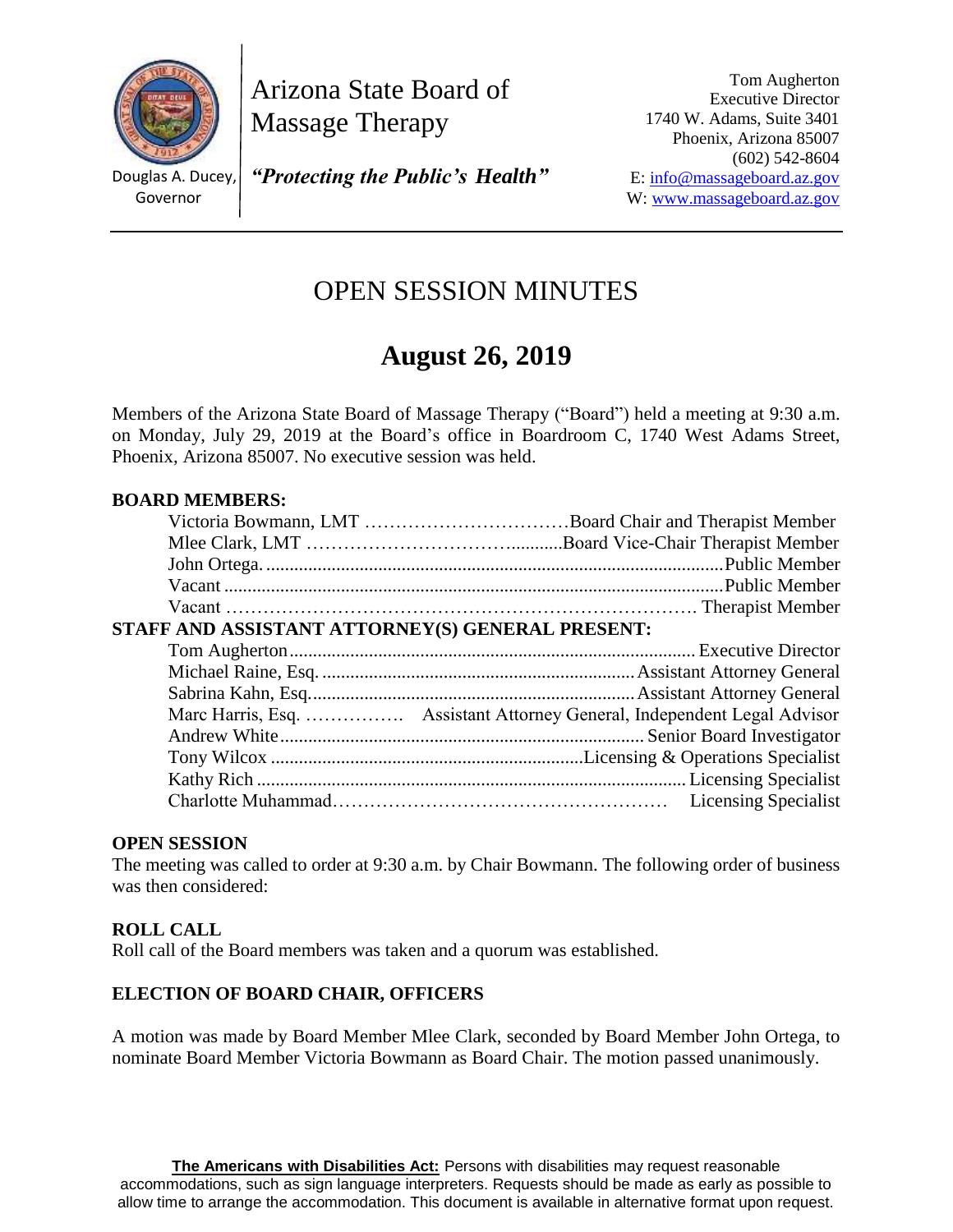Arizona State Board of Massage Therapy

Douglas A. Ducey, Governor

*"Protecting the Public's Health"*

Tom Augherton
Executive Director
1740 W. Adams, Suite 3401
Phoenix, Arizona 85007
(602) 542-8604
E: info@massageboard.az.gov
W: www.massageboard.az.gov

# OPEN SESSION MINUTES

## August 26, 2019

Members of the Arizona State Board of Massage Therapy ("Board") held a meeting at 9:30 a.m. on Monday, July 29, 2019 at the Board's office in Boardroom C, 1740 West Adams Street, Phoenix, Arizona 85007. No executive session was held.

**BOARD MEMBERS:**

| | |
|---|---|
| Victoria Bowmann, LMT | Board Chair and Therapist Member |
| Mlee Clark, LMT | Board Vice-Chair Therapist Member |
| John Ortega | Public Member |
| Vacant | Public Member |
| Vacant | Therapist Member |

**STAFF AND ASSISTANT ATTORNEY(S) GENERAL PRESENT:**

| | |
|---|---|
| Tom Augherton | Executive Director |
| Michael Raine, Esq. | Assistant Attorney General |
| Sabrina Kahn, Esq. | Assistant Attorney General |
| Marc Harris, Esq. | Assistant Attorney General, Independent Legal Advisor |
| Andrew White | Senior Board Investigator |
| Tony Wilcox | Licensing & Operations Specialist |
| Kathy Rich | Licensing Specialist |
| Charlotte Muhammad | Licensing Specialist |

**OPEN SESSION**

The meeting was called to order at 9:30 a.m. by Chair Bowmann. The following order of business was then considered:

**ROLL CALL**

Roll call of the Board members was taken and a quorum was established.

**ELECTION OF BOARD CHAIR, OFFICERS**

A motion was made by Board Member Mlee Clark, seconded by Board Member John Ortega, to nominate Board Member Victoria Bowmann as Board Chair. The motion passed unanimously.

**The Americans with Disabilities Act:** Persons with disabilities may request reasonable accommodations, such as sign language interpreters. Requests should be made as early as possible to allow time to arrange the accommodation. This document is available in alternative format upon request.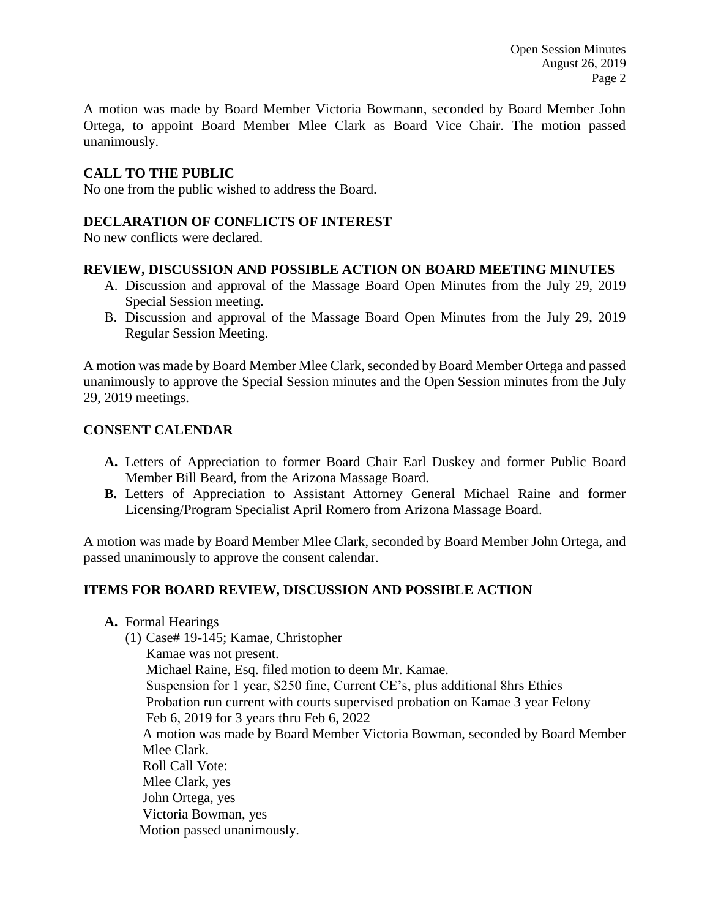A motion was made by Board Member Victoria Bowmann, seconded by Board Member John Ortega, to appoint Board Member Mlee Clark as Board Vice Chair. The motion passed unanimously.

## CALL TO THE PUBLIC

No one from the public wished to address the Board.

## DECLARATION OF CONFLICTS OF INTEREST

No new conflicts were declared.

## REVIEW, DISCUSSION AND POSSIBLE ACTION ON BOARD MEETING MINUTES

A. Discussion and approval of the Massage Board Open Minutes from the July 29, 2019 Special Session meeting.

B. Discussion and approval of the Massage Board Open Minutes from the July 29, 2019 Regular Session Meeting.

A motion was made by Board Member Mlee Clark, seconded by Board Member Ortega and passed unanimously to approve the Special Session minutes and the Open Session minutes from the July 29, 2019 meetings.

## CONSENT CALENDAR

**A.** Letters of Appreciation to former Board Chair Earl Duskey and former Public Board Member Bill Beard, from the Arizona Massage Board.

**B.** Letters of Appreciation to Assistant Attorney General Michael Raine and former Licensing/Program Specialist April Romero from Arizona Massage Board.

A motion was made by Board Member Mlee Clark, seconded by Board Member John Ortega, and passed unanimously to approve the consent calendar.

## ITEMS FOR BOARD REVIEW, DISCUSSION AND POSSIBLE ACTION

**A.** Formal Hearings

(1) Case# 19-145; Kamae, Christopher
Kamae was not present.
Michael Raine, Esq. filed motion to deem Mr. Kamae.
Suspension for 1 year, $250 fine, Current CE's, plus additional 8hrs Ethics
Probation run current with courts supervised probation on Kamae 3 year Felony
Feb 6, 2019 for 3 years thru Feb 6, 2022
A motion was made by Board Member Victoria Bowman, seconded by Board Member Mlee Clark.
Roll Call Vote:
Mlee Clark, yes
John Ortega, yes
Victoria Bowman, yes
Motion passed unanimously.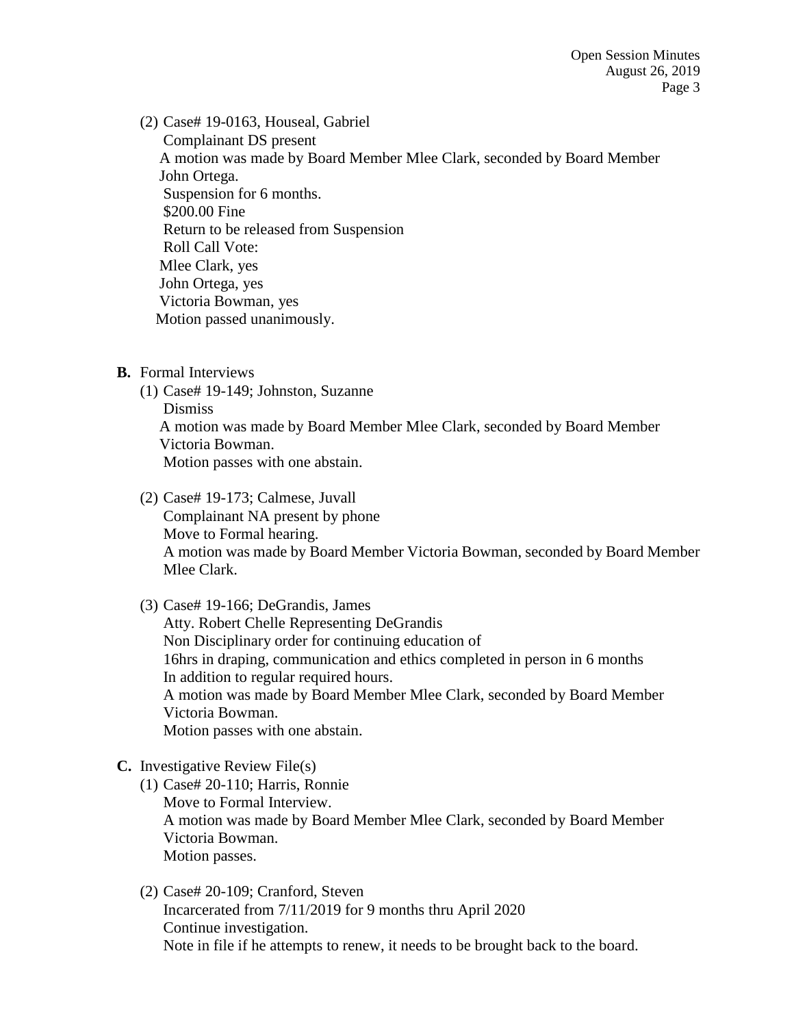(2) Case# 19-0163, Houseal, Gabriel
Complainant DS present
A motion was made by Board Member Mlee Clark, seconded by Board Member John Ortega.
Suspension for 6 months.
$200.00 Fine
Return to be released from Suspension
Roll Call Vote:
Mlee Clark, yes
John Ortega, yes
Victoria Bowman, yes
Motion passed unanimously.

**B.** Formal Interviews

(1) Case# 19-149; Johnston, Suzanne
Dismiss
A motion was made by Board Member Mlee Clark, seconded by Board Member Victoria Bowman.
Motion passes with one abstain.

(2) Case# 19-173; Calmese, Juvall
Complainant NA present by phone
Move to Formal hearing.
A motion was made by Board Member Victoria Bowman, seconded by Board Member Mlee Clark.

(3) Case# 19-166; DeGrandis, James
Atty. Robert Chelle Representing DeGrandis
Non Disciplinary order for continuing education of
16hrs in draping, communication and ethics completed in person in 6 months
In addition to regular required hours.
A motion was made by Board Member Mlee Clark, seconded by Board Member Victoria Bowman.
Motion passes with one abstain.

**C.** Investigative Review File(s)

(1) Case# 20-110; Harris, Ronnie
Move to Formal Interview.
A motion was made by Board Member Mlee Clark, seconded by Board Member Victoria Bowman.
Motion passes.

(2) Case# 20-109; Cranford, Steven
Incarcerated from 7/11/2019 for 9 months thru April 2020
Continue investigation.
Note in file if he attempts to renew, it needs to be brought back to the board.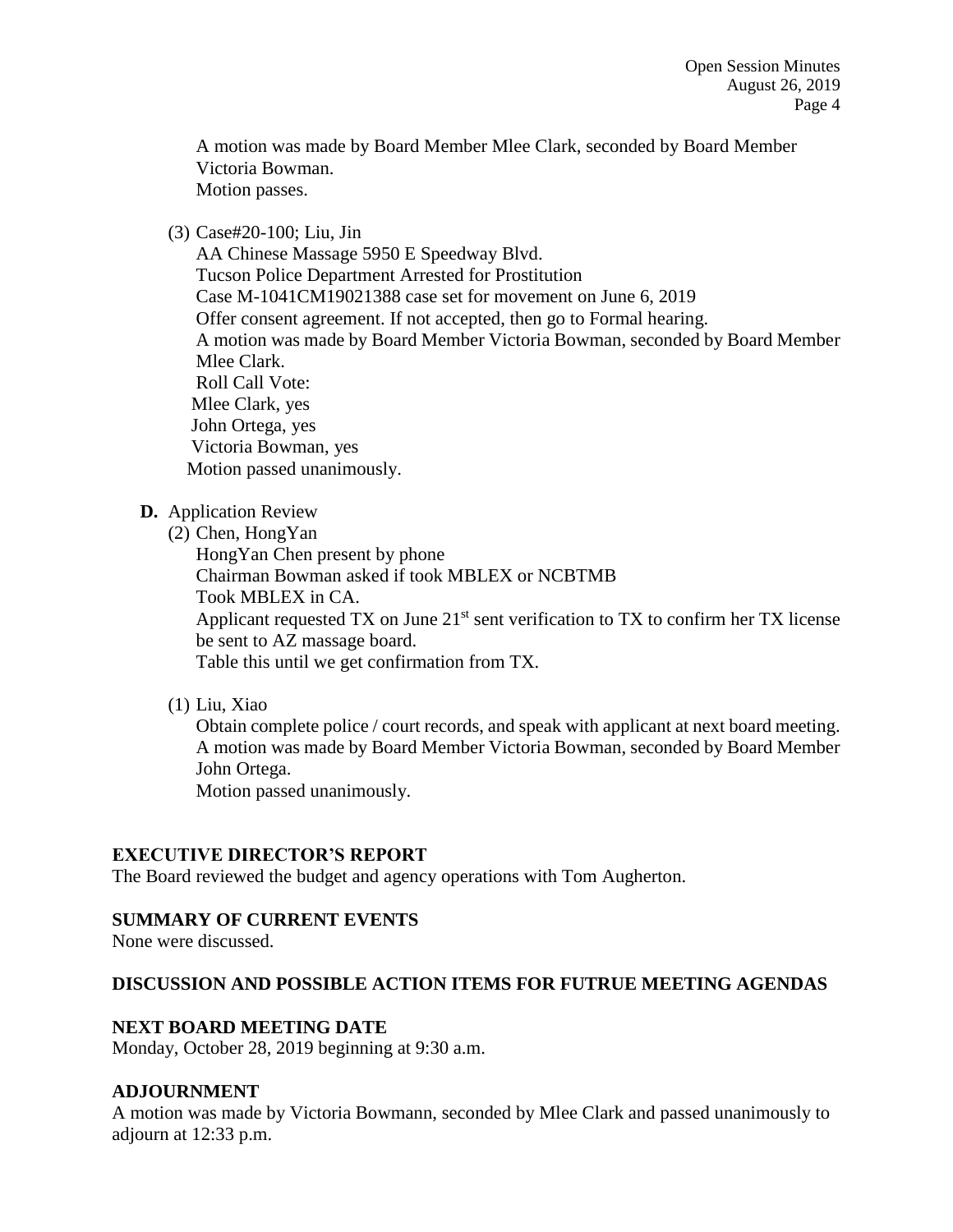A motion was made by Board Member Mlee Clark, seconded by Board Member Victoria Bowman.
Motion passes.

(3) Case#20-100; Liu, Jin
AA Chinese Massage 5950 E Speedway Blvd.
Tucson Police Department Arrested for Prostitution
Case M-1041CM19021388 case set for movement on June 6, 2019
Offer consent agreement. If not accepted, then go to Formal hearing.
A motion was made by Board Member Victoria Bowman, seconded by Board Member Mlee Clark.
Roll Call Vote:
Mlee Clark, yes
John Ortega, yes
Victoria Bowman, yes
Motion passed unanimously.

**D.** Application Review

(2) Chen, HongYan
HongYan Chen present by phone
Chairman Bowman asked if took MBLEX or NCBTMB
Took MBLEX in CA.
Applicant requested TX on June 21st sent verification to TX to confirm her TX license be sent to AZ massage board.
Table this until we get confirmation from TX.

(1) Liu, Xiao
Obtain complete police / court records, and speak with applicant at next board meeting.
A motion was made by Board Member Victoria Bowman, seconded by Board Member John Ortega.
Motion passed unanimously.

## EXECUTIVE DIRECTOR'S REPORT

The Board reviewed the budget and agency operations with Tom Augherton.

## SUMMARY OF CURRENT EVENTS

None were discussed.

## DISCUSSION AND POSSIBLE ACTION ITEMS FOR FUTRUE MEETING AGENDAS

## NEXT BOARD MEETING DATE

Monday, October 28, 2019 beginning at 9:30 a.m.

## ADJOURNMENT

A motion was made by Victoria Bowmann, seconded by Mlee Clark and passed unanimously to adjourn at 12:33 p.m.